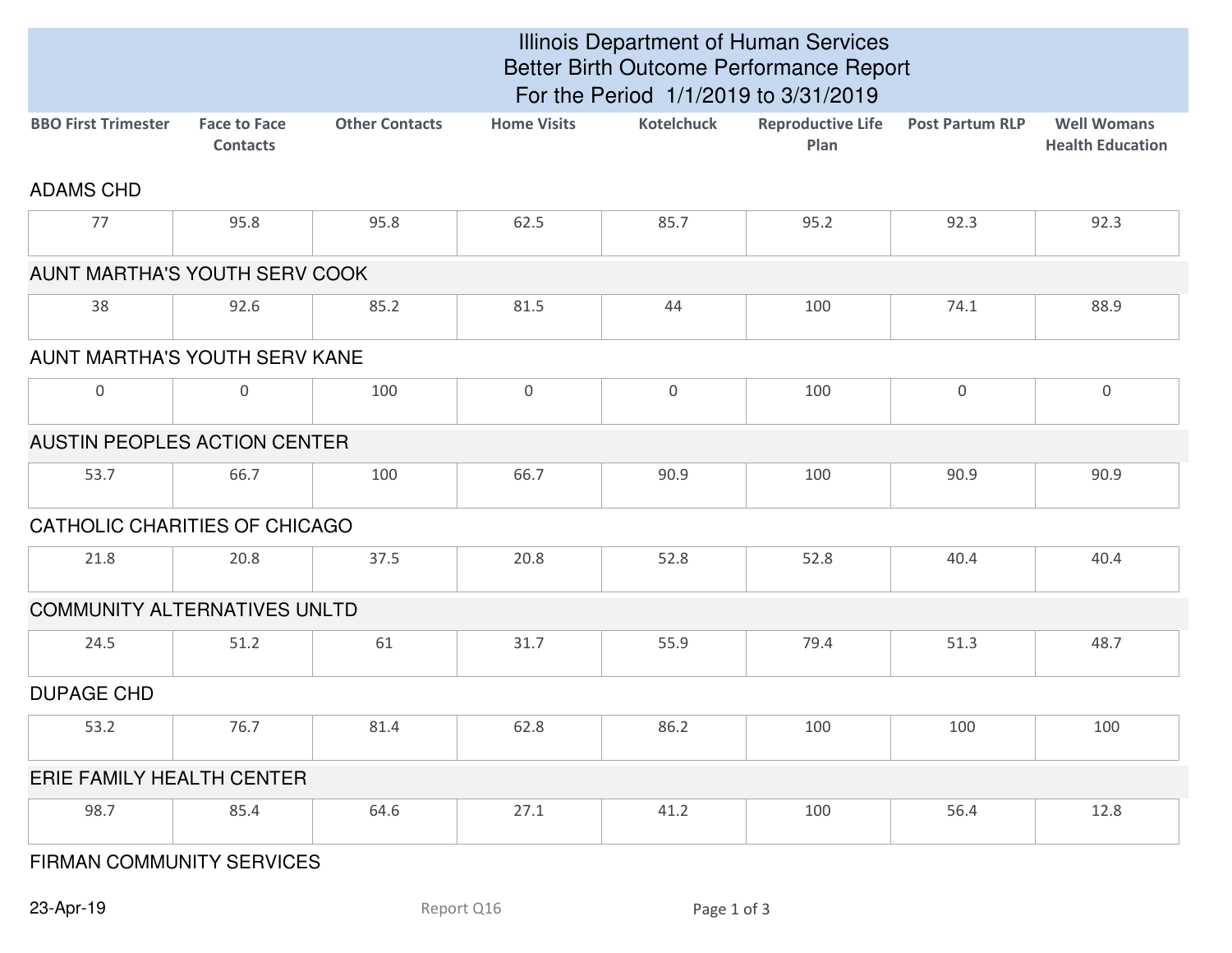# Illinois Department of Human Services
## Better Birth Outcome Performance Report
## For the Period 1/1/2019 to 3/31/2019

| Agency | BBO First Trimester | Face to Face Contacts | Other Contacts | Home Visits | Kotelchuck | Reproductive Life Plan | Post Partum RLP | Well Womans Health Education |
|---|---|---|---|---|---|---|---|---|
| ADAMS CHD | 77 | 95.8 | 95.8 | 62.5 | 85.7 | 95.2 | 92.3 | 92.3 |
| AUNT MARTHA'S YOUTH SERV COOK | 38 | 92.6 | 85.2 | 81.5 | 44 | 100 | 74.1 | 88.9 |
| AUNT MARTHA'S YOUTH SERV KANE | 0 | 0 | 100 | 0 | 0 | 100 | 0 | 0 |
| AUSTIN PEOPLES ACTION CENTER | 53.7 | 66.7 | 100 | 66.7 | 90.9 | 100 | 90.9 | 90.9 |
| CATHOLIC CHARITIES OF CHICAGO | 21.8 | 20.8 | 37.5 | 20.8 | 52.8 | 52.8 | 40.4 | 40.4 |
| COMMUNITY ALTERNATIVES UNLTD | 24.5 | 51.2 | 61 | 31.7 | 55.9 | 79.4 | 51.3 | 48.7 |
| DUPAGE CHD | 53.2 | 76.7 | 81.4 | 62.8 | 86.2 | 100 | 100 | 100 |
| ERIE FAMILY HEALTH CENTER | 98.7 | 85.4 | 64.6 | 27.1 | 41.2 | 100 | 56.4 | 12.8 |

FIRMAN COMMUNITY SERVICES

23-Apr-19

Report Q16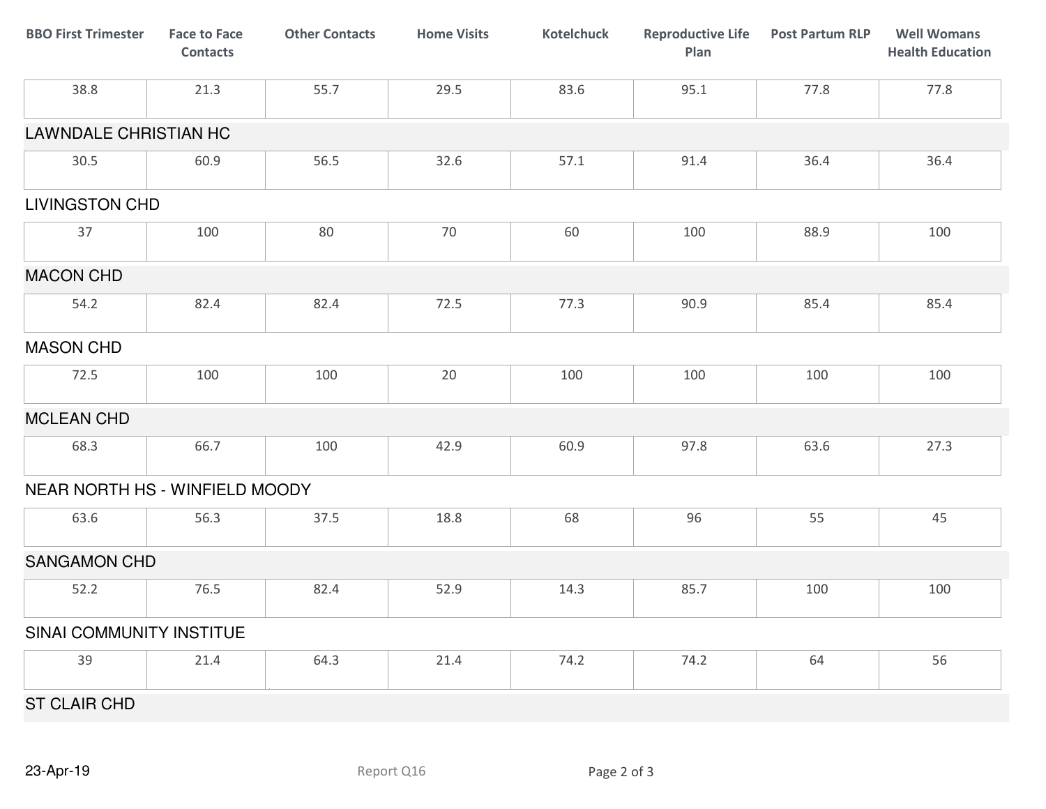| BBO First Trimester | Face to Face Contacts | Other Contacts | Home Visits | Kotelchuck | Reproductive Life Plan | Post Partum RLP | Well Womans Health Education |
|---|---|---|---|---|---|---|---|
| 38.8 | 21.3 | 55.7 | 29.5 | 83.6 | 95.1 | 77.8 | 77.8 |
| LAWNDALE CHRISTIAN HC | | | | | | | |
| 30.5 | 60.9 | 56.5 | 32.6 | 57.1 | 91.4 | 36.4 | 36.4 |
| LIVINGSTON CHD | | | | | | | |
| 37 | 100 | 80 | 70 | 60 | 100 | 88.9 | 100 |
| MACON CHD | | | | | | | |
| 54.2 | 82.4 | 82.4 | 72.5 | 77.3 | 90.9 | 85.4 | 85.4 |
| MASON CHD | | | | | | | |
| 72.5 | 100 | 100 | 20 | 100 | 100 | 100 | 100 |
| MCLEAN CHD | | | | | | | |
| 68.3 | 66.7 | 100 | 42.9 | 60.9 | 97.8 | 63.6 | 27.3 |
| NEAR NORTH HS - WINFIELD MOODY | | | | | | | |
| 63.6 | 56.3 | 37.5 | 18.8 | 68 | 96 | 55 | 45 |
| SANGAMON CHD | | | | | | | |
| 52.2 | 76.5 | 82.4 | 52.9 | 14.3 | 85.7 | 100 | 100 |
| SINAI COMMUNITY INSTITUE | | | | | | | |
| 39 | 21.4 | 64.3 | 21.4 | 74.2 | 74.2 | 64 | 56 |
| ST CLAIR CHD | | | | | | | |

23-Apr-19

Report Q16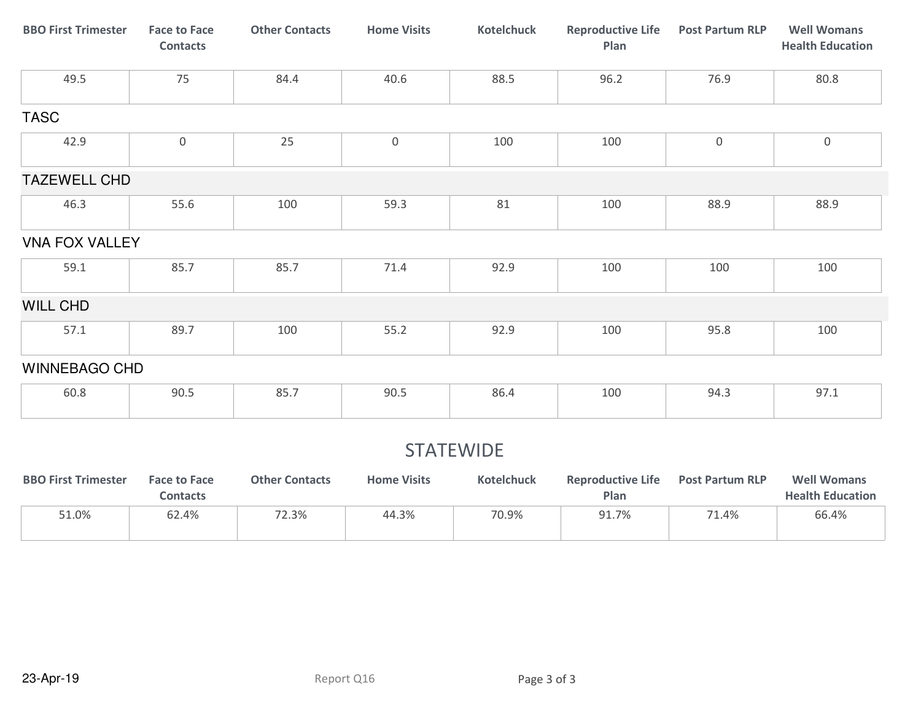| BBO First Trimester | Face to Face Contacts | Other Contacts | Home Visits | Kotelchuck | Reproductive Life Plan | Post Partum RLP | Well Womans Health Education |
|---|---|---|---|---|---|---|---|
| 49.5 | 75 | 84.4 | 40.6 | 88.5 | 96.2 | 76.9 | 80.8 |

TASC

| | | | | | | | |
|---|---|---|---|---|---|---|---|
| 42.9 | 0 | 25 | 0 | 100 | 100 | 0 | 0 |

TAZEWELL CHD

| | | | | | | | |
|---|---|---|---|---|---|---|---|
| 46.3 | 55.6 | 100 | 59.3 | 81 | 100 | 88.9 | 88.9 |

VNA FOX VALLEY

| | | | | | | | |
|---|---|---|---|---|---|---|---|
| 59.1 | 85.7 | 85.7 | 71.4 | 92.9 | 100 | 100 | 100 |

WILL CHD

| | | | | | | | |
|---|---|---|---|---|---|---|---|
| 57.1 | 89.7 | 100 | 55.2 | 92.9 | 100 | 95.8 | 100 |

WINNEBAGO CHD

| | | | | | | | |
|---|---|---|---|---|---|---|---|
| 60.8 | 90.5 | 85.7 | 90.5 | 86.4 | 100 | 94.3 | 97.1 |

## STATEWIDE

| BBO First Trimester | Face to Face Contacts | Other Contacts | Home Visits | Kotelchuck | Reproductive Life Plan | Post Partum RLP | Well Womans Health Education |
|---|---|---|---|---|---|---|---|
| 51.0% | 62.4% | 72.3% | 44.3% | 70.9% | 91.7% | 71.4% | 66.4% |

23-Apr-19 Report Q16